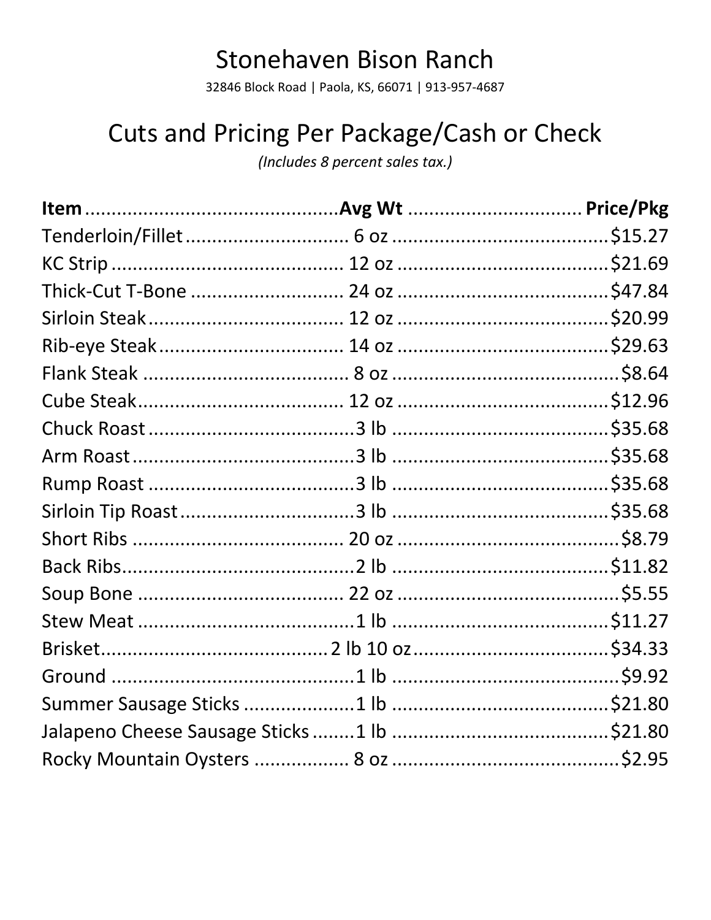# Stonehaven Bison Ranch

32846 Block Road | Paola, KS, 66071 | 913-957-4687

## Cuts and Pricing Per Package/Cash or Check

*(Includes 8 percent sales tax.)*

| Item | Avg Wt | Price/Pkg |
|---|---|---|
| Tenderloin/Fillet | 6 oz | $15.27 |
| KC Strip | 12 oz | $21.69 |
| Thick-Cut T-Bone | 24 oz | $47.84 |
| Sirloin Steak | 12 oz | $20.99 |
| Rib-eye Steak | 14 oz | $29.63 |
| Flank Steak | 8 oz | $8.64 |
| Cube Steak | 12 oz | $12.96 |
| Chuck Roast | 3 lb | $35.68 |
| Arm Roast | 3 lb | $35.68 |
| Rump Roast | 3 lb | $35.68 |
| Sirloin Tip Roast | 3 lb | $35.68 |
| Short Ribs | 20 oz | $8.79 |
| Back Ribs | 2 lb | $11.82 |
| Soup Bone | 22 oz | $5.55 |
| Stew Meat | 1 lb | $11.27 |
| Brisket | 2 lb 10 oz | $34.33 |
| Ground | 1 lb | $9.92 |
| Summer Sausage Sticks | 1 lb | $21.80 |
| Jalapeno Cheese Sausage Sticks | 1 lb | $21.80 |
| Rocky Mountain Oysters | 8 oz | $2.95 |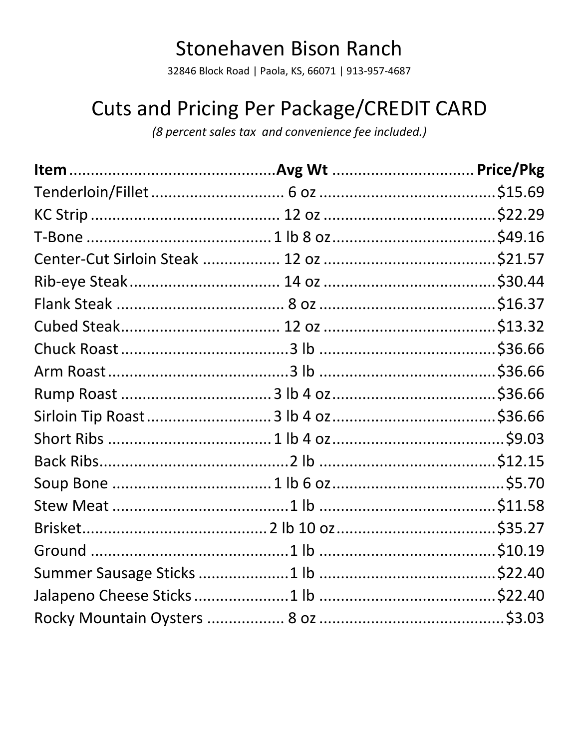# Stonehaven Bison Ranch

32846 Block Road | Paola, KS, 66071 | 913-957-4687

## Cuts and Pricing Per Package/CREDIT CARD

*(8 percent sales tax and convenience fee included.)*

| Item | Avg Wt | Price/Pkg |
|---|---|---|
| Tenderloin/Fillet | 6 oz | $15.69 |
| KC Strip | 12 oz | $22.29 |
| T-Bone | 1 lb 8 oz | $49.16 |
| Center-Cut Sirloin Steak | 12 oz | $21.57 |
| Rib-eye Steak | 14 oz | $30.44 |
| Flank Steak | 8 oz | $16.37 |
| Cubed Steak | 12 oz | $13.32 |
| Chuck Roast | 3 lb | $36.66 |
| Arm Roast | 3 lb | $36.66 |
| Rump Roast | 3 lb 4 oz | $36.66 |
| Sirloin Tip Roast | 3 lb 4 oz | $36.66 |
| Short Ribs | 1 lb 4 oz | $9.03 |
| Back Ribs | 2 lb | $12.15 |
| Soup Bone | 1 lb 6 oz | $5.70 |
| Stew Meat | 1 lb | $11.58 |
| Brisket | 2 lb 10 oz | $35.27 |
| Ground | 1 lb | $10.19 |
| Summer Sausage Sticks | 1 lb | $22.40 |
| Jalapeno Cheese Sticks | 1 lb | $22.40 |
| Rocky Mountain Oysters | 8 oz | $3.03 |